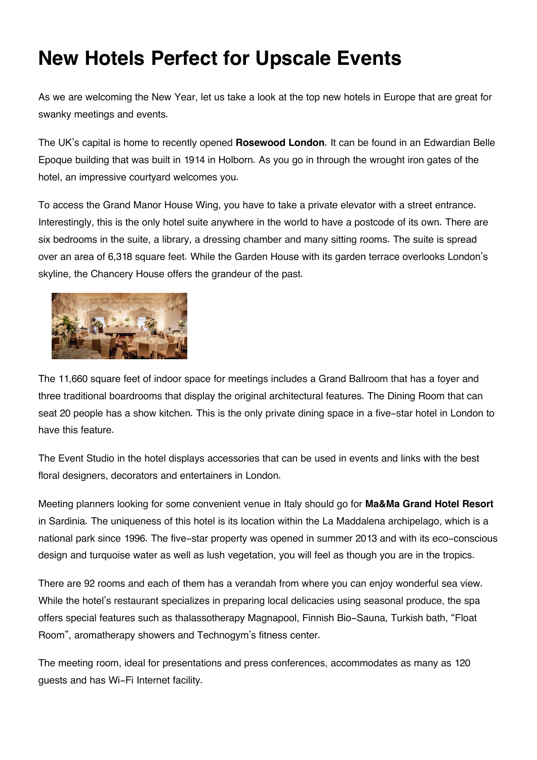# New Hotels Perfect for Upscale Events

As we are welcoming the New Year, let us take a look at the top new hotels in Europe that are great for swanky meetings and events.

The UK's capital is home to recently opened **Rosewood London**. It can be found in an Edwardian Belle Epoque building that was built in 1914 in Holborn. As you go in through the wrought iron gates of the hotel, an impressive courtyard welcomes you.

To access the Grand Manor House Wing, you have to take a private elevator with a street entrance. Interestingly, this is the only hotel suite anywhere in the world to have a postcode of its own. There are six bedrooms in the suite, a library, a dressing chamber and many sitting rooms. The suite is spread over an area of 6,318 square feet. While the Garden House with its garden terrace overlooks London's skyline, the Chancery House offers the grandeur of the past.

The 11,660 square feet of indoor space for meetings includes a Grand Ballroom that has a foyer and three traditional boardrooms that display the original architectural features. The Dining Room that can seat 20 people has a show kitchen. This is the only private dining space in a five-star hotel in London to have this feature.

The Event Studio in the hotel displays accessories that can be used in events and links with the best floral designers, decorators and entertainers in London.

Meeting planners looking for some convenient venue in Italy should go for **Ma&Ma Grand Hotel Resort** in Sardinia. The uniqueness of this hotel is its location within the La Maddalena archipelago, which is a national park since 1996. The five-star property was opened in summer 2013 and with its eco-conscious design and turquoise water as well as lush vegetation, you will feel as though you are in the tropics.

There are 92 rooms and each of them has a verandah from where you can enjoy wonderful sea view. While the hotel's restaurant specializes in preparing local delicacies using seasonal produce, the spa offers special features such as thalassotherapy Magnapool, Finnish Bio-Sauna, Turkish bath, "Float Room", aromatherapy showers and Technogym's fitness center.

The meeting room, ideal for presentations and press conferences, accommodates as many as 120 guests and has Wi-Fi Internet facility.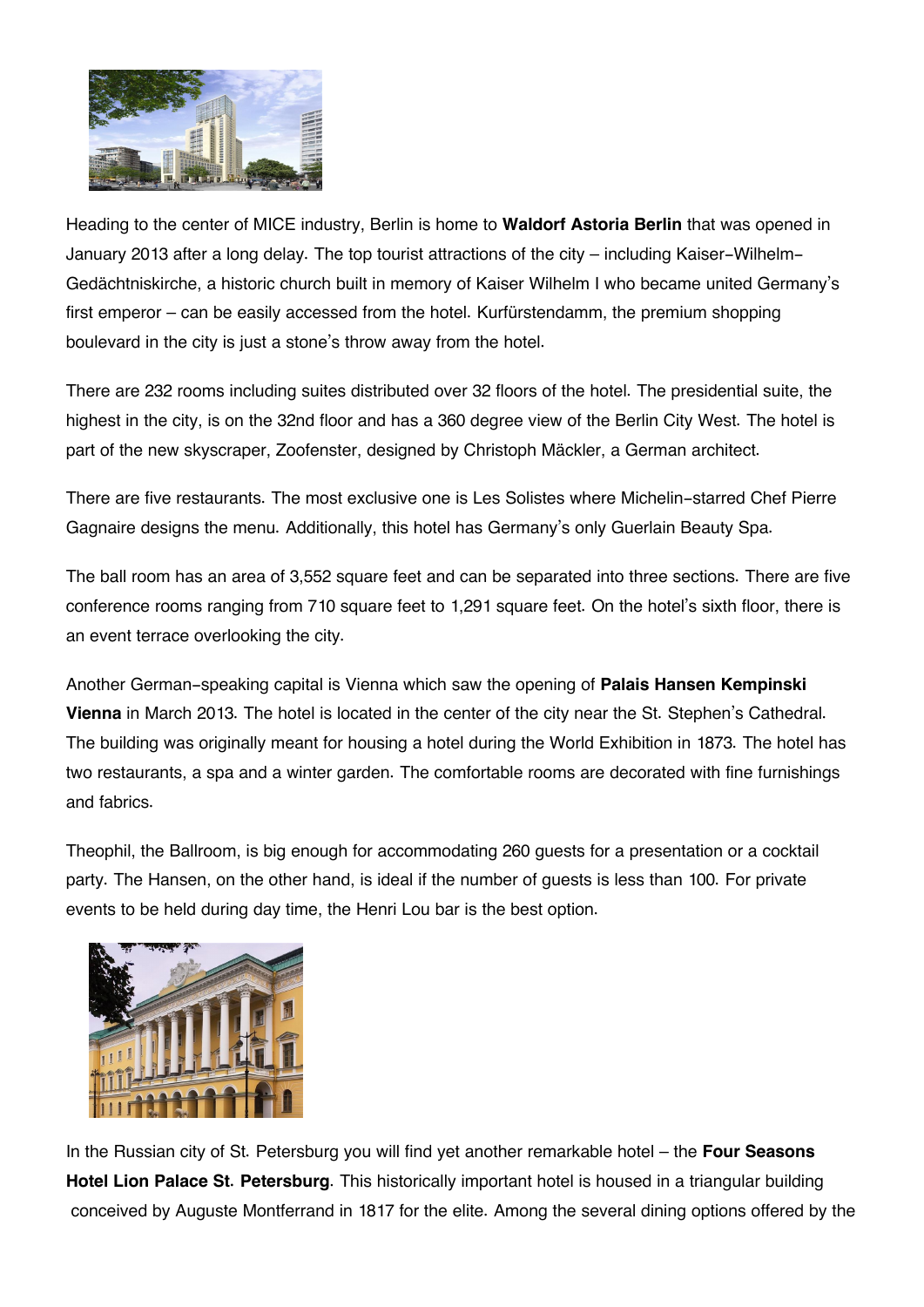Heading to the center of MICE industry, Berlin is home to **Waldorf Astoria Berlin** that was opened in January 2013 after a long delay. The top tourist attractions of the city – including Kaiser-Wilhelm-Gedächtniskirche, a historic church built in memory of Kaiser Wilhelm I who became united Germany's first emperor – can be easily accessed from the hotel. Kurfürstendamm, the premium shopping boulevard in the city is just a stone's throw away from the hotel.

There are 232 rooms including suites distributed over 32 floors of the hotel. The presidential suite, the highest in the city, is on the 32nd floor and has a 360 degree view of the Berlin City West. The hotel is part of the new skyscraper, Zoofenster, designed by Christoph Mäckler, a German architect.

There are five restaurants. The most exclusive one is Les Solistes where Michelin-starred Chef Pierre Gagnaire designs the menu. Additionally, this hotel has Germany's only Guerlain Beauty Spa.

The ball room has an area of 3,552 square feet and can be separated into three sections. There are five conference rooms ranging from 710 square feet to 1,291 square feet. On the hotel's sixth floor, there is an event terrace overlooking the city.

Another German-speaking capital is Vienna which saw the opening of **Palais Hansen Kempinski Vienna** in March 2013. The hotel is located in the center of the city near the St. Stephen's Cathedral. The building was originally meant for housing a hotel during the World Exhibition in 1873. The hotel has two restaurants, a spa and a winter garden. The comfortable rooms are decorated with fine furnishings and fabrics.

Theophil, the Ballroom, is big enough for accommodating 260 guests for a presentation or a cocktail party. The Hansen, on the other hand, is ideal if the number of guests is less than 100. For private events to be held during day time, the Henri Lou bar is the best option.

In the Russian city of St. Petersburg you will find yet another remarkable hotel – the **Four Seasons Hotel Lion Palace St. Petersburg**. This historically important hotel is housed in a triangular building conceived by Auguste Montferrand in 1817 for the elite. Among the several dining options offered by the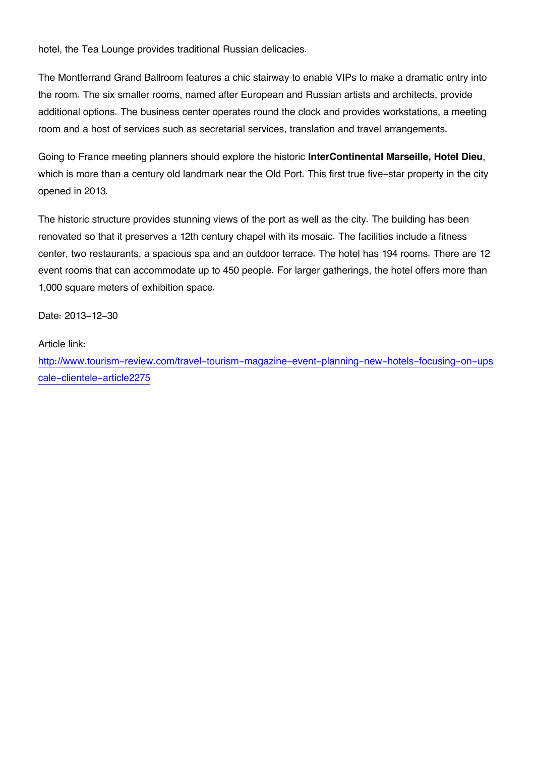hotel, the Tea Lounge provides traditional Russian delicacies.

The Montferrand Grand Ballroom features a chic stairway to enable VIPs to make a dramatic entry into the room. The six smaller rooms, named after European and Russian artists and architects, provide additional options. The business center operates round the clock and provides workstations, a meeting room and a host of services such as secretarial services, translation and travel arrangements.

Going to France meeting planners should explore the historic **InterContinental Marseille, Hotel Dieu**, which is more than a century old landmark near the Old Port. This first true five-star property in the city opened in 2013.

The historic structure provides stunning views of the port as well as the city. The building has been renovated so that it preserves a 12th century chapel with its mosaic. The facilities include a fitness center, two restaurants, a spacious spa and an outdoor terrace. The hotel has 194 rooms. There are 12 event rooms that can accommodate up to 450 people. For larger gatherings, the hotel offers more than 1,000 square meters of exhibition space.

Date: 2013-12-30

Article link:
[http://www.tourism-review.com/travel-tourism-magazine-event-planning-new-hotels-focusing-on-upscale-clientele-article2275](http://www.tourism-review.com/travel-tourism-magazine-event-planning-new-hotels-focusing-on-upscale-clientele-article2275)